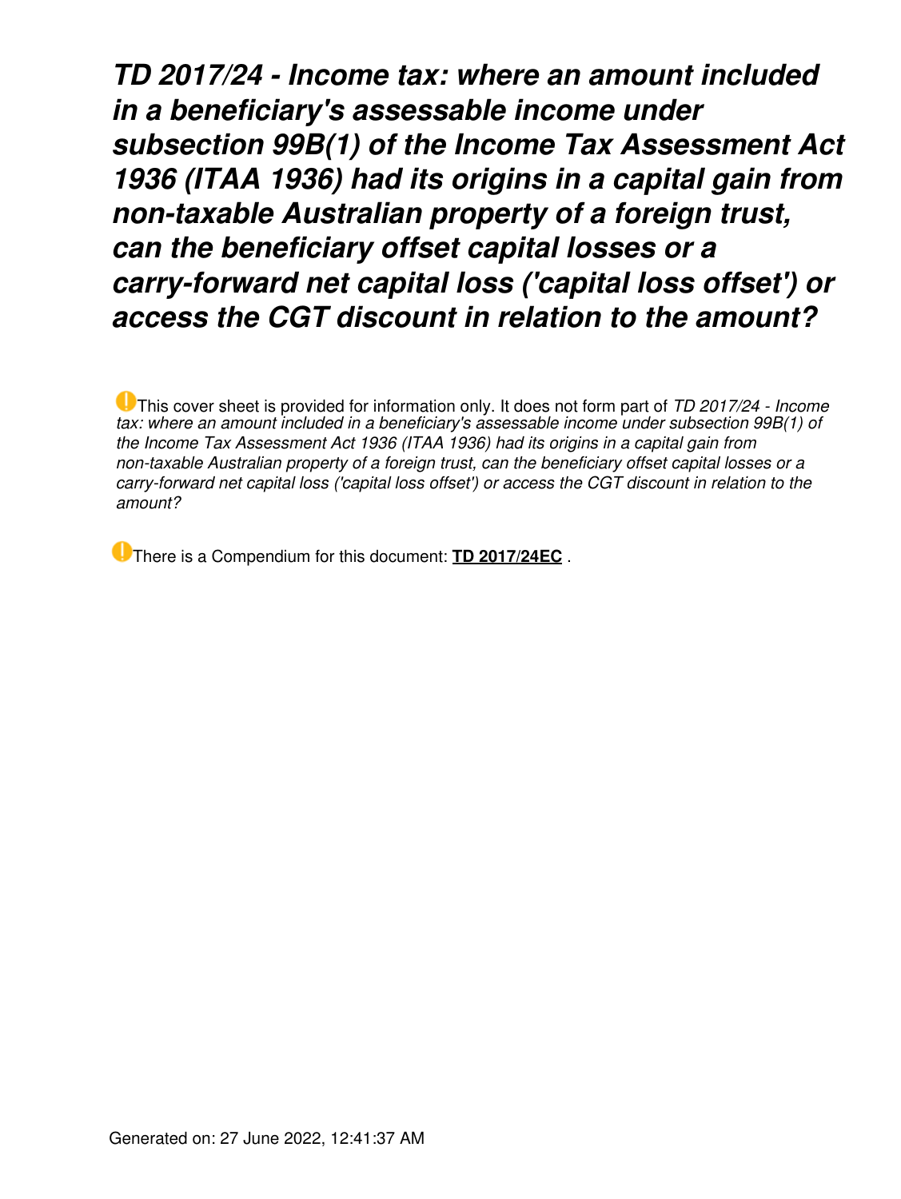# *TD 2017/24 - Income tax: where an amount included in a beneficiary's assessable income under subsection 99B(1) of the Income Tax Assessment Act 1936 (ITAA 1936) had its origins in a capital gain from non-taxable Australian property of a foreign trust, can the beneficiary offset capital losses or a carry-forward net capital loss ('capital loss offset') or access the CGT discount in relation to the amount?*

This cover sheet is provided for information only. It does not form part of *TD 2017/24 - Income tax: where an amount included in a beneficiary's assessable income under subsection 99B(1) of the Income Tax Assessment Act 1936 (ITAA 1936) had its origins in a capital gain from non-taxable Australian property of a foreign trust, can the beneficiary offset capital losses or a carry-forward net capital loss ('capital loss offset') or access the CGT discount in relation to the amount?*

There is a Compendium for this document: **TD 2017/24EC** .

Generated on: 27 June 2022, 12:41:37 AM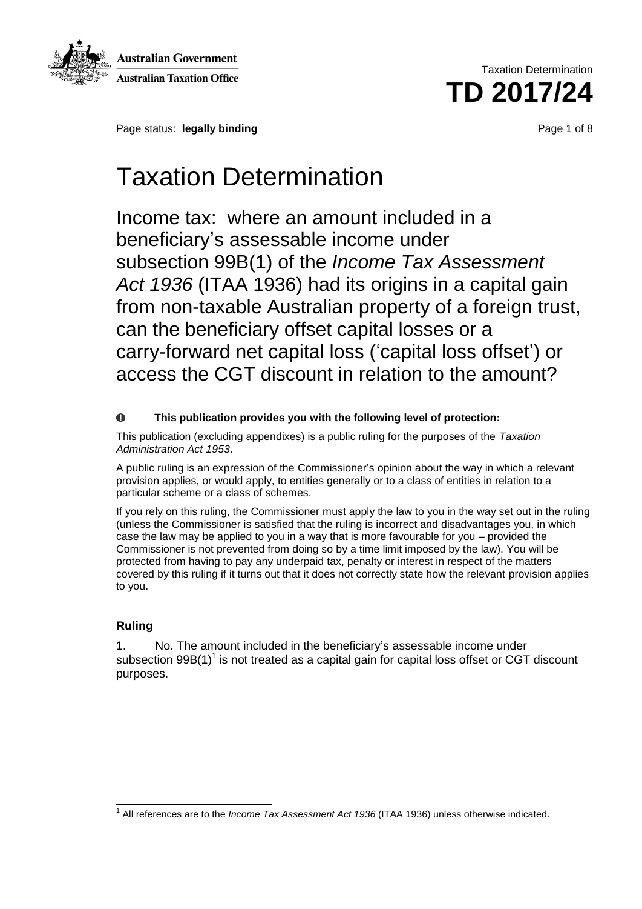# Taxation Determination

Income tax: where an amount included in a beneficiary's assessable income under subsection 99B(1) of the *Income Tax Assessment Act 1936* (ITAA 1936) had its origins in a capital gain from non-taxable Australian property of a foreign trust, can the beneficiary offset capital losses or a carry-forward net capital loss ('capital loss offset') or access the CGT discount in relation to the amount?

**This publication provides you with the following level of protection:**

This publication (excluding appendixes) is a public ruling for the purposes of the *Taxation Administration Act 1953*.

A public ruling is an expression of the Commissioner's opinion about the way in which a relevant provision applies, or would apply, to entities generally or to a class of entities in relation to a particular scheme or a class of schemes.

If you rely on this ruling, the Commissioner must apply the law to you in the way set out in the ruling (unless the Commissioner is satisfied that the ruling is incorrect and disadvantages you, in which case the law may be applied to you in a way that is more favourable for you – provided the Commissioner is not prevented from doing so by a time limit imposed by the law). You will be protected from having to pay any underpaid tax, penalty or interest in respect of the matters covered by this ruling if it turns out that it does not correctly state how the relevant provision applies to you.

### Ruling

1. No. The amount included in the beneficiary's assessable income under subsection 99B(1)[1] is not treated as a capital gain for capital loss offset or CGT discount purposes.

[1] All references are to the *Income Tax Assessment Act 1936* (ITAA 1936) unless otherwise indicated.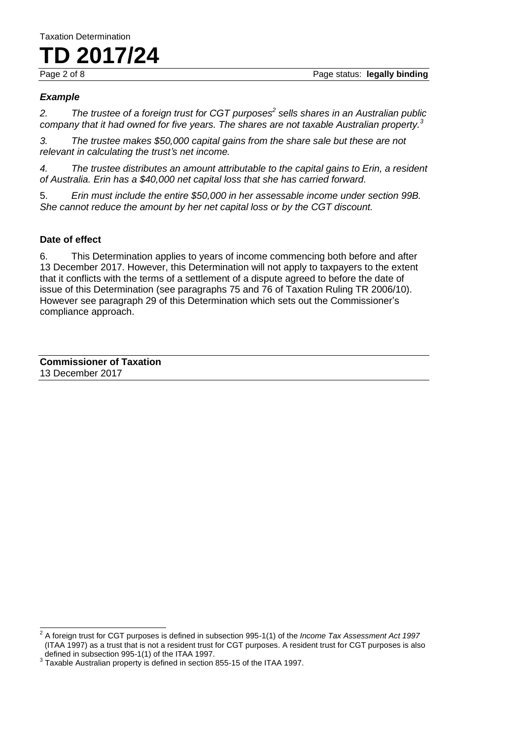### *Example*

*2. The trustee of a foreign trust for CGT purposes*[2] *sells shares in an Australian public company that it had owned for five years. The shares are not taxable Australian property.*[3]

*3. The trustee makes $50,000 capital gains from the share sale but these are not relevant in calculating the trust's net income.*

*4. The trustee distributes an amount attributable to the capital gains to Erin, a resident of Australia. Erin has a $40,000 net capital loss that she has carried forward.*

5. *Erin must include the entire $50,000 in her assessable income under section 99B. She cannot reduce the amount by her net capital loss or by the CGT discount.*

## Date of effect

6. This Determination applies to years of income commencing both before and after 13 December 2017. However, this Determination will not apply to taxpayers to the extent that it conflicts with the terms of a settlement of a dispute agreed to before the date of issue of this Determination (see paragraphs 75 and 76 of Taxation Ruling TR 2006/10). However see paragraph 29 of this Determination which sets out the Commissioner's compliance approach.

**Commissioner of Taxation**
13 December 2017

---

[2] A foreign trust for CGT purposes is defined in subsection 995-1(1) of the *Income Tax Assessment Act 1997* (ITAA 1997) as a trust that is not a resident trust for CGT purposes. A resident trust for CGT purposes is also defined in subsection 995-1(1) of the ITAA 1997.

[3] Taxable Australian property is defined in section 855-15 of the ITAA 1997.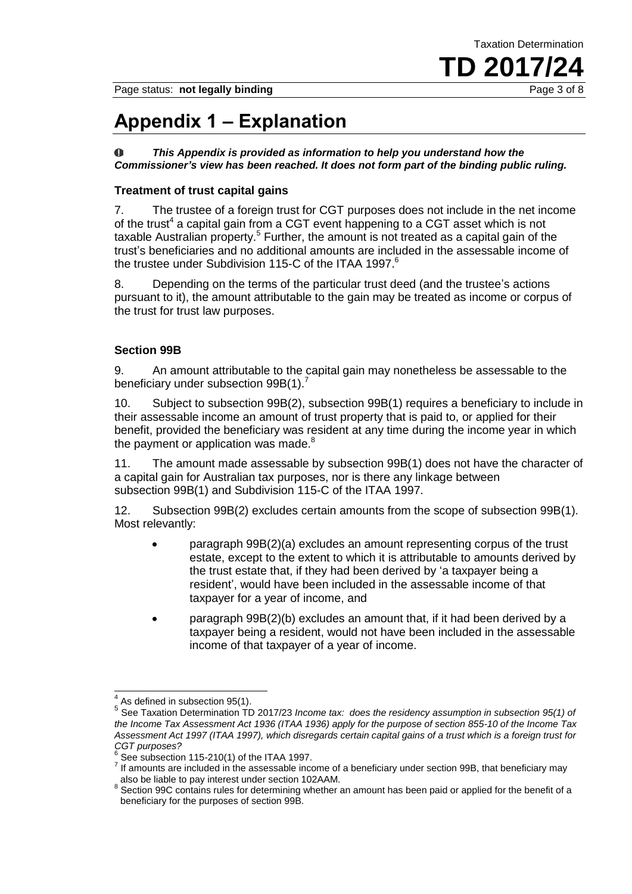# Appendix 1 – Explanation

*This Appendix is provided as information to help you understand how the Commissioner's view has been reached. It does not form part of the binding public ruling.*

### Treatment of trust capital gains

7. The trustee of a foreign trust for CGT purposes does not include in the net income of the trust[4] a capital gain from a CGT event happening to a CGT asset which is not taxable Australian property.[5] Further, the amount is not treated as a capital gain of the trust's beneficiaries and no additional amounts are included in the assessable income of the trustee under Subdivision 115-C of the ITAA 1997.[6]

8. Depending on the terms of the particular trust deed (and the trustee's actions pursuant to it), the amount attributable to the gain may be treated as income or corpus of the trust for trust law purposes.

### Section 99B

9. An amount attributable to the capital gain may nonetheless be assessable to the beneficiary under subsection 99B(1).[7]

10. Subject to subsection 99B(2), subsection 99B(1) requires a beneficiary to include in their assessable income an amount of trust property that is paid to, or applied for their benefit, provided the beneficiary was resident at any time during the income year in which the payment or application was made.[8]

11. The amount made assessable by subsection 99B(1) does not have the character of a capital gain for Australian tax purposes, nor is there any linkage between subsection 99B(1) and Subdivision 115-C of the ITAA 1997.

12. Subsection 99B(2) excludes certain amounts from the scope of subsection 99B(1). Most relevantly:

- paragraph 99B(2)(a) excludes an amount representing corpus of the trust estate, except to the extent to which it is attributable to amounts derived by the trust estate that, if they had been derived by 'a taxpayer being a resident', would have been included in the assessable income of that taxpayer for a year of income, and
- paragraph 99B(2)(b) excludes an amount that, if it had been derived by a taxpayer being a resident, would not have been included in the assessable income of that taxpayer of a year of income.

---

[4] As defined in subsection 95(1).

[5] See Taxation Determination TD 2017/23 *Income tax: does the residency assumption in subsection 95(1) of the Income Tax Assessment Act 1936 (ITAA 1936) apply for the purpose of section 855-10 of the Income Tax Assessment Act 1997 (ITAA 1997), which disregards certain capital gains of a trust which is a foreign trust for CGT purposes?*

[6] See subsection 115-210(1) of the ITAA 1997.

[7] If amounts are included in the assessable income of a beneficiary under section 99B, that beneficiary may also be liable to pay interest under section 102AAM.

[8] Section 99C contains rules for determining whether an amount has been paid or applied for the benefit of a beneficiary for the purposes of section 99B.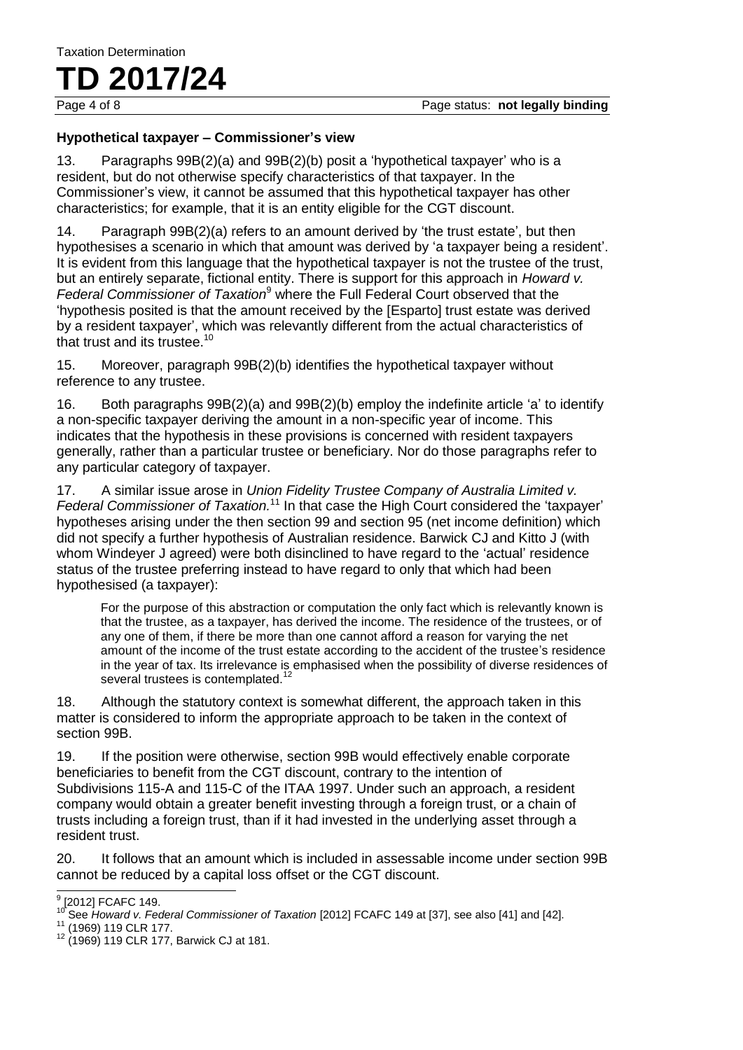### Hypothetical taxpayer – Commissioner's view

13. Paragraphs 99B(2)(a) and 99B(2)(b) posit a 'hypothetical taxpayer' who is a resident, but do not otherwise specify characteristics of that taxpayer. In the Commissioner's view, it cannot be assumed that this hypothetical taxpayer has other characteristics; for example, that it is an entity eligible for the CGT discount.

14. Paragraph 99B(2)(a) refers to an amount derived by 'the trust estate', but then hypothesises a scenario in which that amount was derived by 'a taxpayer being a resident'. It is evident from this language that the hypothetical taxpayer is not the trustee of the trust, but an entirely separate, fictional entity. There is support for this approach in *Howard v. Federal Commissioner of Taxation*[9] where the Full Federal Court observed that the 'hypothesis posited is that the amount received by the [Esparto] trust estate was derived by a resident taxpayer', which was relevantly different from the actual characteristics of that trust and its trustee.[10]

15. Moreover, paragraph 99B(2)(b) identifies the hypothetical taxpayer without reference to any trustee.

16. Both paragraphs 99B(2)(a) and 99B(2)(b) employ the indefinite article 'a' to identify a non-specific taxpayer deriving the amount in a non-specific year of income. This indicates that the hypothesis in these provisions is concerned with resident taxpayers generally, rather than a particular trustee or beneficiary. Nor do those paragraphs refer to any particular category of taxpayer.

17. A similar issue arose in *Union Fidelity Trustee Company of Australia Limited v. Federal Commissioner of Taxation.*[11] In that case the High Court considered the 'taxpayer' hypotheses arising under the then section 99 and section 95 (net income definition) which did not specify a further hypothesis of Australian residence. Barwick CJ and Kitto J (with whom Windeyer J agreed) were both disinclined to have regard to the 'actual' residence status of the trustee preferring instead to have regard to only that which had been hypothesised (a taxpayer):

> For the purpose of this abstraction or computation the only fact which is relevantly known is that the trustee, as a taxpayer, has derived the income. The residence of the trustees, or of any one of them, if there be more than one cannot afford a reason for varying the net amount of the income of the trust estate according to the accident of the trustee's residence in the year of tax. Its irrelevance is emphasised when the possibility of diverse residences of several trustees is contemplated.[12]

18. Although the statutory context is somewhat different, the approach taken in this matter is considered to inform the appropriate approach to be taken in the context of section 99B.

19. If the position were otherwise, section 99B would effectively enable corporate beneficiaries to benefit from the CGT discount, contrary to the intention of Subdivisions 115-A and 115-C of the ITAA 1997. Under such an approach, a resident company would obtain a greater benefit investing through a foreign trust, or a chain of trusts including a foreign trust, than if it had invested in the underlying asset through a resident trust.

20. It follows that an amount which is included in assessable income under section 99B cannot be reduced by a capital loss offset or the CGT discount.

---

[9] [2012] FCAFC 149.

[10] See *Howard v. Federal Commissioner of Taxation* [2012] FCAFC 149 at [37], see also [41] and [42].

[11] (1969) 119 CLR 177.

[12] (1969) 119 CLR 177, Barwick CJ at 181.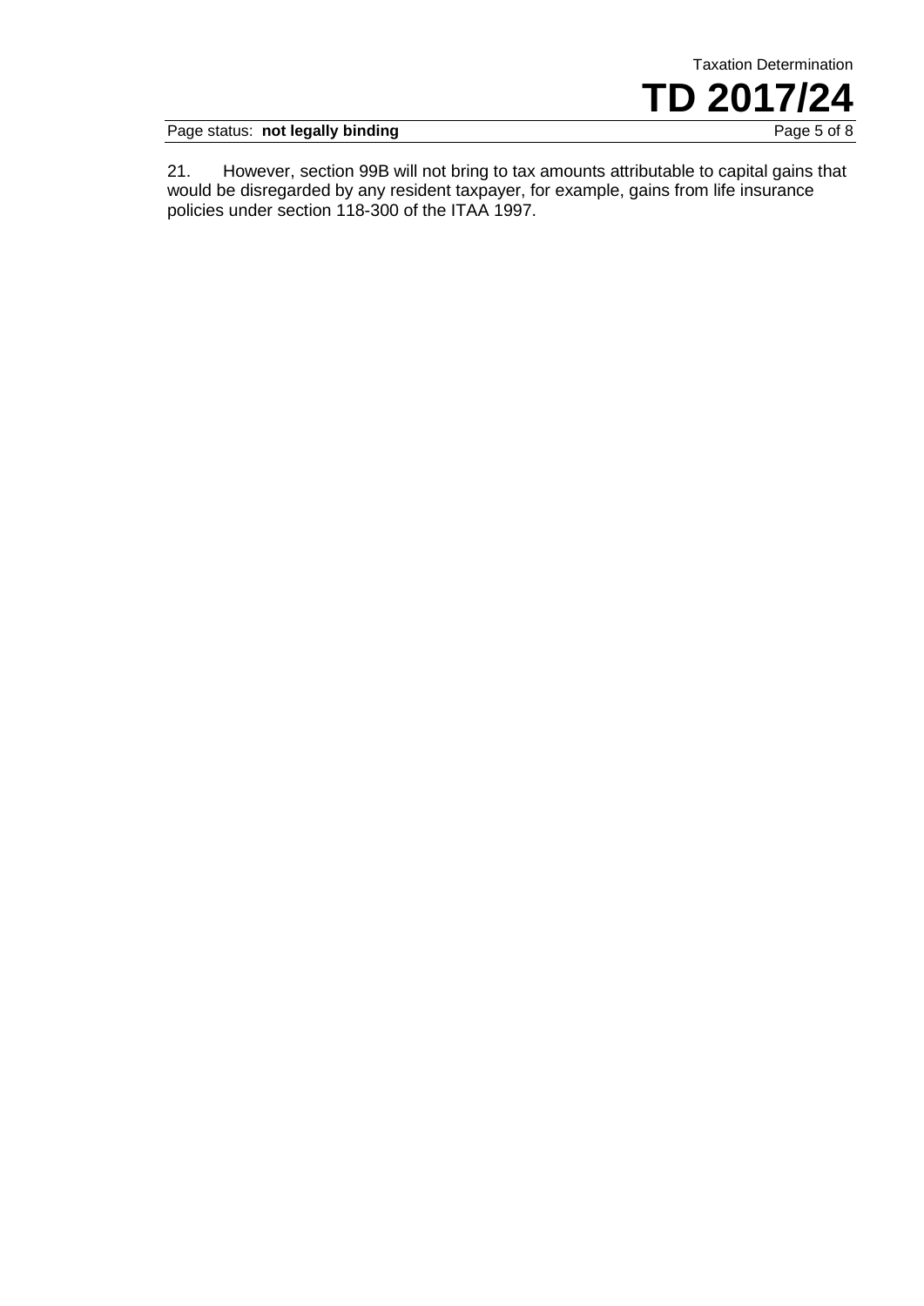21. However, section 99B will not bring to tax amounts attributable to capital gains that would be disregarded by any resident taxpayer, for example, gains from life insurance policies under section 118-300 of the ITAA 1997.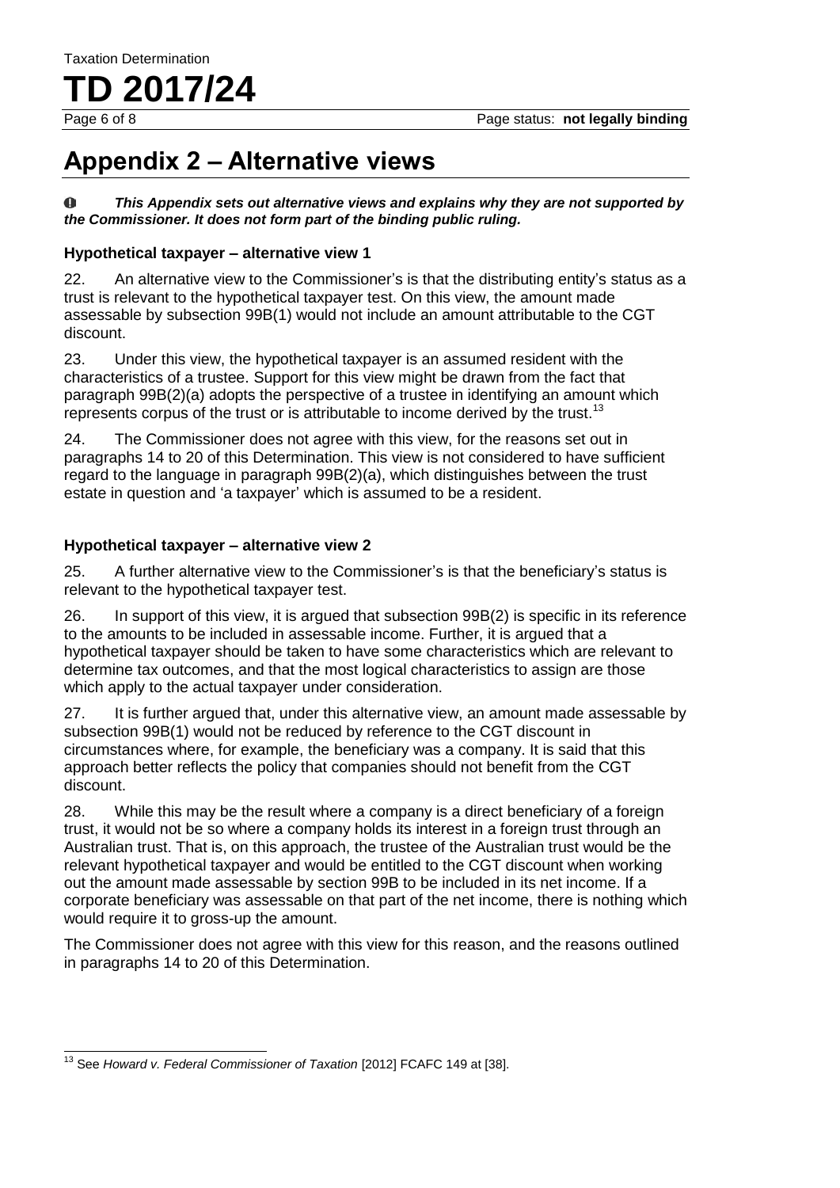# Appendix 2 – Alternative views

**_This Appendix sets out alternative views and explains why they are not supported by the Commissioner. It does not form part of the binding public ruling._**

### Hypothetical taxpayer – alternative view 1

22. An alternative view to the Commissioner's is that the distributing entity's status as a trust is relevant to the hypothetical taxpayer test. On this view, the amount made assessable by subsection 99B(1) would not include an amount attributable to the CGT discount.

23. Under this view, the hypothetical taxpayer is an assumed resident with the characteristics of a trustee. Support for this view might be drawn from the fact that paragraph 99B(2)(a) adopts the perspective of a trustee in identifying an amount which represents corpus of the trust or is attributable to income derived by the trust.[13]

24. The Commissioner does not agree with this view, for the reasons set out in paragraphs 14 to 20 of this Determination. This view is not considered to have sufficient regard to the language in paragraph 99B(2)(a), which distinguishes between the trust estate in question and 'a taxpayer' which is assumed to be a resident.

### Hypothetical taxpayer – alternative view 2

25. A further alternative view to the Commissioner's is that the beneficiary's status is relevant to the hypothetical taxpayer test.

26. In support of this view, it is argued that subsection 99B(2) is specific in its reference to the amounts to be included in assessable income. Further, it is argued that a hypothetical taxpayer should be taken to have some characteristics which are relevant to determine tax outcomes, and that the most logical characteristics to assign are those which apply to the actual taxpayer under consideration.

27. It is further argued that, under this alternative view, an amount made assessable by subsection 99B(1) would not be reduced by reference to the CGT discount in circumstances where, for example, the beneficiary was a company. It is said that this approach better reflects the policy that companies should not benefit from the CGT discount.

28. While this may be the result where a company is a direct beneficiary of a foreign trust, it would not be so where a company holds its interest in a foreign trust through an Australian trust. That is, on this approach, the trustee of the Australian trust would be the relevant hypothetical taxpayer and would be entitled to the CGT discount when working out the amount made assessable by section 99B to be included in its net income. If a corporate beneficiary was assessable on that part of the net income, there is nothing which would require it to gross-up the amount.

The Commissioner does not agree with this view for this reason, and the reasons outlined in paragraphs 14 to 20 of this Determination.

---

[13] See *Howard v. Federal Commissioner of Taxation* [2012] FCAFC 149 at [38].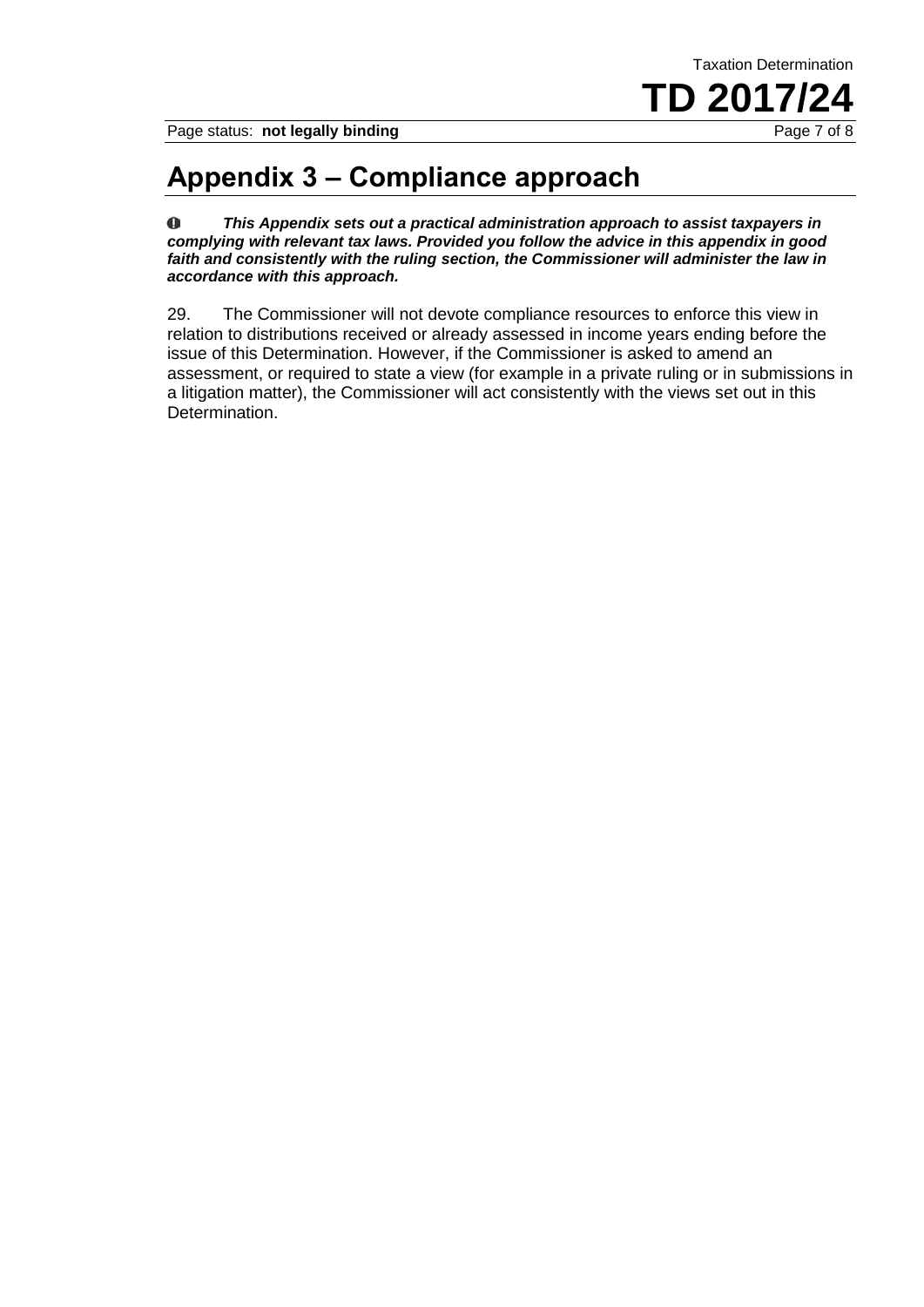## Appendix 3 – Compliance approach

***This Appendix sets out a practical administration approach to assist taxpayers in complying with relevant tax laws. Provided you follow the advice in this appendix in good faith and consistently with the ruling section, the Commissioner will administer the law in accordance with this approach.***

29. The Commissioner will not devote compliance resources to enforce this view in relation to distributions received or already assessed in income years ending before the issue of this Determination. However, if the Commissioner is asked to amend an assessment, or required to state a view (for example in a private ruling or in submissions in a litigation matter), the Commissioner will act consistently with the views set out in this Determination.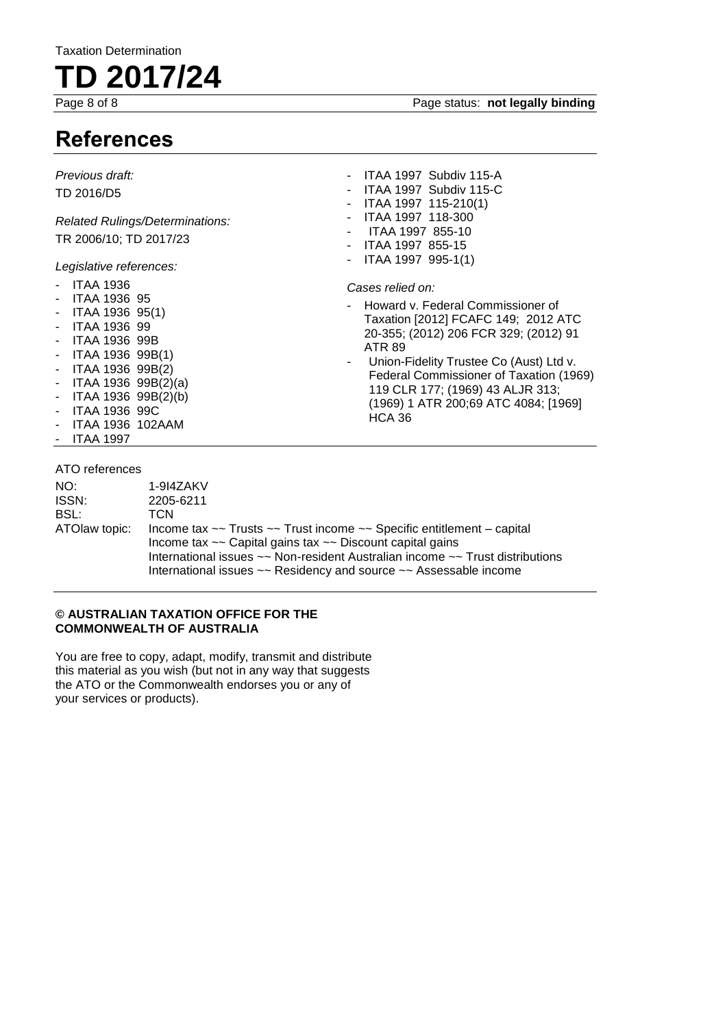# References

*Previous draft:*

TD 2016/D5

*Related Rulings/Determinations:*

TR 2006/10; TD 2017/23

*Legislative references:*

- ITAA 1936
- ITAA 1936 95
- ITAA 1936 95(1)
- ITAA 1936 99
- ITAA 1936 99B
- ITAA 1936 99B(1)
- ITAA 1936 99B(2)
- ITAA 1936 99B(2)(a)
- ITAA 1936 99B(2)(b)
- ITAA 1936 99C
- ITAA 1936 102AAM
- ITAA 1997
- ITAA 1997 Subdiv 115-A
- ITAA 1997 Subdiv 115-C
- ITAA 1997 115-210(1)
- ITAA 1997 118-300
- ITAA 1997 855-10
- ITAA 1997 855-15
- ITAA 1997 995-1(1)

*Cases relied on:*

- Howard v. Federal Commissioner of Taxation [2012] FCAFC 149; 2012 ATC 20-355; (2012) 206 FCR 329; (2012) 91 ATR 89
- Union-Fidelity Trustee Co (Aust) Ltd v. Federal Commissioner of Taxation (1969) 119 CLR 177; (1969) 43 ALJR 313; (1969) 1 ATR 200;69 ATC 4084; [1969] HCA 36

ATO references

| | |
|---|---|
| NO: | 1-9I4ZAKV |
| ISSN: | 2205-6211 |
| BSL: | TCN |
| ATOlaw topic: | Income tax ~~ Trusts ~~ Trust income ~~ Specific entitlement – capital<br>Income tax ~~ Capital gains tax ~~ Discount capital gains<br>International issues ~~ Non-resident Australian income ~~ Trust distributions<br>International issues ~~ Residency and source ~~ Assessable income |

**© AUSTRALIAN TAXATION OFFICE FOR THE COMMONWEALTH OF AUSTRALIA**

You are free to copy, adapt, modify, transmit and distribute this material as you wish (but not in any way that suggests the ATO or the Commonwealth endorses you or any of your services or products).